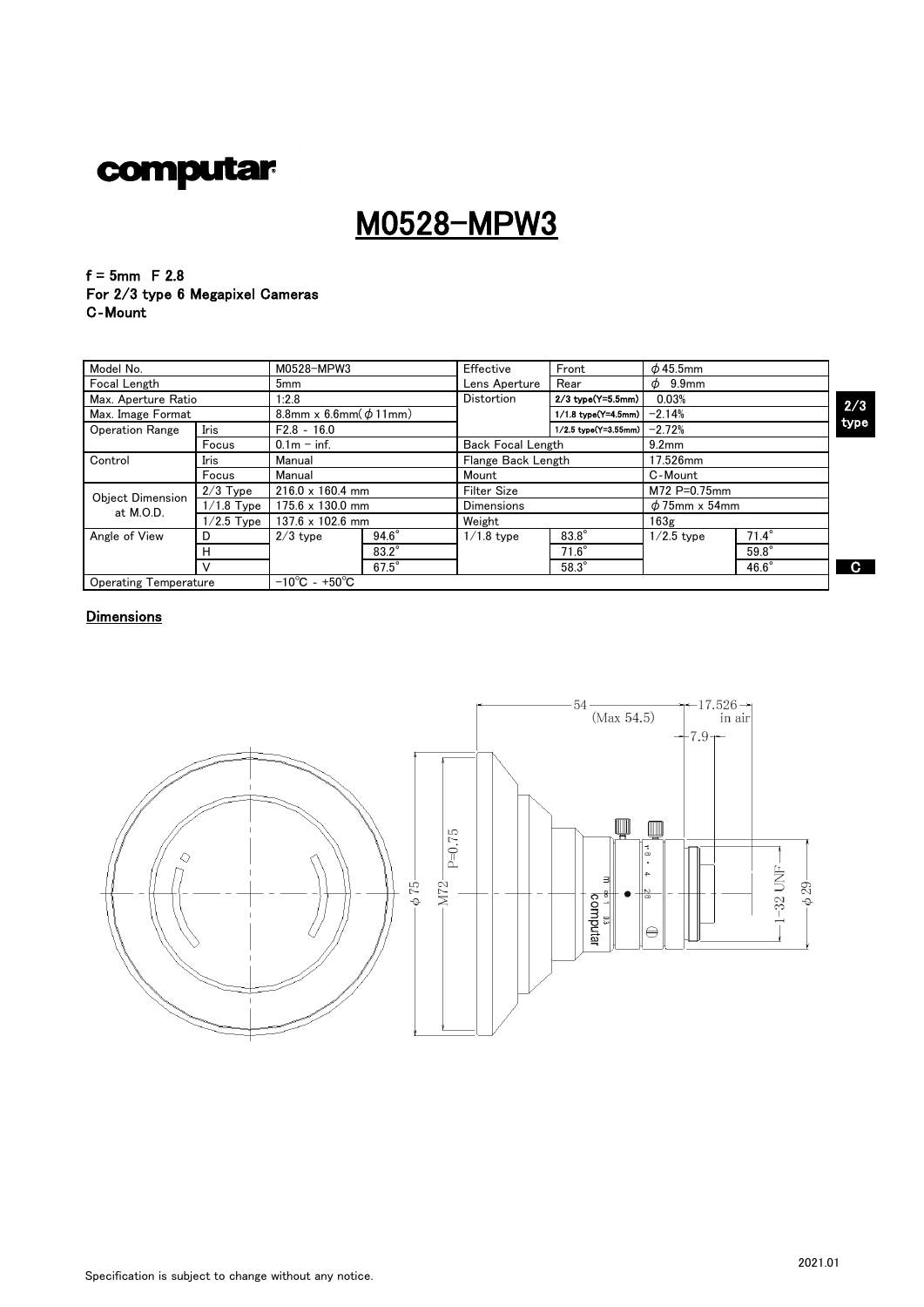computar

# M0528-MPW3

**f = 5mm F 2.8**
**For 2/3 type 6 Megapixel Cameras**
**C-Mount**

| Model No. | | M0528-MPW3 | | Effective | Front | $\phi$45.5mm | |
|---|---|---|---|---|---|---|---|
| Focal Length | | 5mm | | Lens Aperture | Rear | $\phi$ 9.9mm | |
| Max. Aperture Ratio | | 1:2.8 | | Distortion | 2/3 type(Y=5.5mm) | 0.03% | |
| Max. Image Format | | 8.8mm x 6.6mm($\phi$11mm) | | | 1/1.8 type(Y=4.5mm) | −2.14% | |
| Operation Range | Iris | F2.8 - 16.0 | | | 1/2.5 type(Y=3.55mm) | −2.72% | |
| | Focus | 0.1m − inf. | | Back Focal Length | | 9.2mm | |
| Control | Iris | Manual | | Flange Back Length | | 17.526mm | |
| | Focus | Manual | | Mount | | C-Mount | |
| Object Dimension at M.O.D. | 2/3 Type | 216.0 x 160.4 mm | | Filter Size | | M72 P=0.75mm | |
| | 1/1.8 Type | 175.6 x 130.0 mm | | Dimensions | | $\phi$75mm x 54mm | |
| | 1/2.5 Type | 137.6 x 102.6 mm | | Weight | | 163g | |
| Angle of View | D | 2/3 type | 94.6° | 1/1.8 type | 83.8° | 1/2.5 type | 71.4° |
| | H | | 83.2° | | 71.6° | | 59.8° |
| | V | | 67.5° | | 58.3° | | 46.6° |
| Operating Temperature | | −10℃ - +50℃ | | | | | |

2/3 type

C

## Dimensions

54 (Max 54.5)

17.526 in air

7.9

$\phi$75

M72 P=0.75

1-32 UNF

$\phi$29

2021.01

Specification is subject to change without any notice.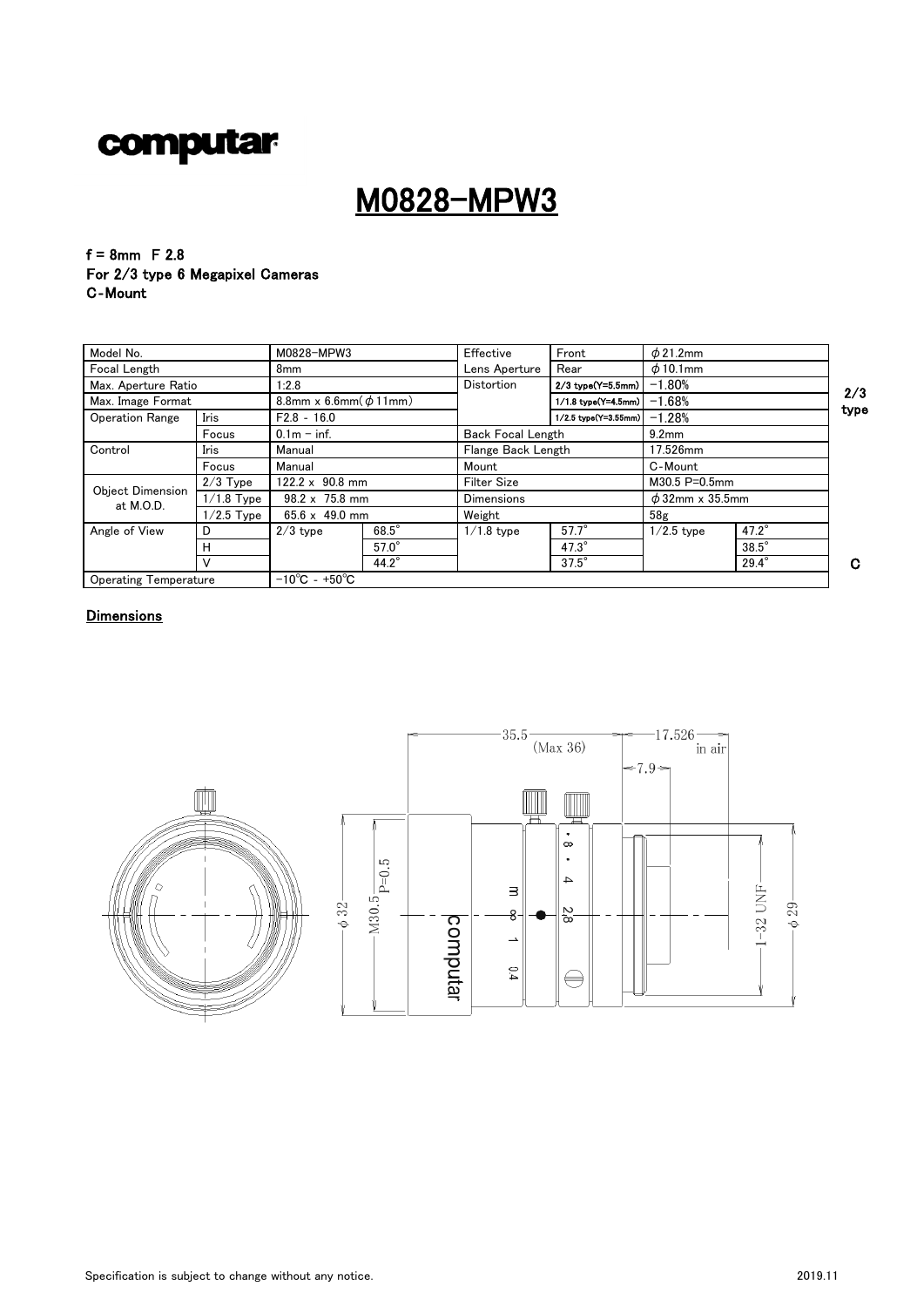computar

# M0828-MPW3

**f = 8mm F 2.8**
**For 2/3 type 6 Megapixel Cameras**
**C-Mount**

| Model No. | | M0828-MPW3 | | Effective Lens Aperture | Front | $\phi$21.2mm | |
|---|---|---|---|---|---|---|---|
| Focal Length | | 8mm | | | Rear | $\phi$10.1mm | |
| Max. Aperture Ratio | | 1:2.8 | | Distortion | 2/3 type(Y=5.5mm) | −1.80% | |
| Max. Image Format | | 8.8mm x 6.6mm($\phi$11mm) | | | 1/1.8 type(Y=4.5mm) | −1.68% | |
| Operation Range | Iris | F2.8 - 16.0 | | | 1/2.5 type(Y=3.55mm) | −1.28% | |
| | Focus | 0.1m − inf. | | Back Focal Length | | 9.2mm | |
| Control | Iris | Manual | | Flange Back Length | | 17.526mm | |
| | Focus | Manual | | Mount | | C-Mount | |
| Object Dimension at M.O.D. | 2/3 Type | 122.2 x 90.8 mm | | Filter Size | | M30.5 P=0.5mm | |
| | 1/1.8 Type | 98.2 x 75.8 mm | | Dimensions | | $\phi$32mm x 35.5mm | |
| | 1/2.5 Type | 65.6 x 49.0 mm | | Weight | | 58g | |
| Angle of View | D | 2/3 type | 68.5° | 1/1.8 type | 57.7° | 1/2.5 type | 47.2° |
| | H | | 57.0° | | 47.3° | | 38.5° |
| | V | | 44.2° | | 37.5° | | 29.4° |
| Operating Temperature | | −10℃ - +50℃ | | | | | |

## Dimensions

35.5 (Max 36) — 17.526 in air — 7.9

$\phi$32 — M30.5 P=0.5 — 1-32 UNF — $\phi$29

Specification is subject to change without any notice. 2019.11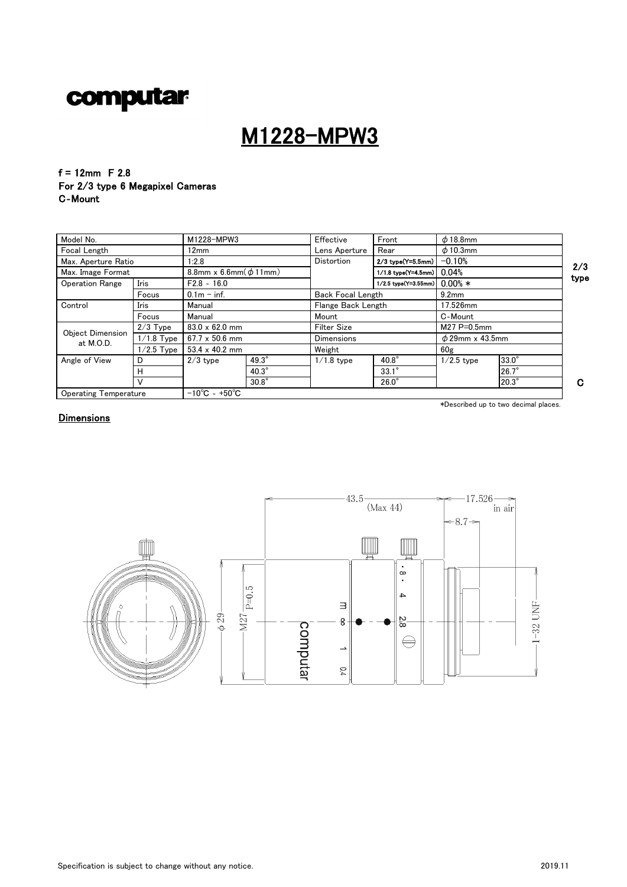# computar

# M1228-MPW3

**f = 12mm F 2.8**
**For 2/3 type 6 Megapixel Cameras**
**C-Mount**

| Model No. | | M1228-MPW3 | | Effective Lens Aperture | Front | $\phi$18.8mm | |
|---|---|---|---|---|---|---|---|
| Focal Length | | 12mm | | | Rear | $\phi$10.3mm | |
| Max. Aperture Ratio | | 1:2.8 | | Distortion | 2/3 type(Y=5.5mm) | −0.10% | |
| Max. Image Format | | 8.8mm x 6.6mm($\phi$11mm) | | | 1/1.8 type(Y=4.5mm) | 0.04% | |
| Operation Range | Iris | F2.8 - 16.0 | | | 1/2.5 type(Y=3.55mm) | 0.00% * | |
| | Focus | 0.1m – inf. | | Back Focal Length | | 9.2mm | |
| Control | Iris | Manual | | Flange Back Length | | 17.526mm | |
| | Focus | Manual | | Mount | | C-Mount | |
| Object Dimension at M.O.D. | 2/3 Type | 83.0 x 62.0 mm | | Filter Size | | M27 P=0.5mm | |
| | 1/1.8 Type | 67.7 x 50.6 mm | | Dimensions | | $\phi$29mm x 43.5mm | |
| | 1/2.5 Type | 53.4 x 40.2 mm | | Weight | | 60g | |
| Angle of View | D | 2/3 type | 49.3° | 1/1.8 type | 40.8° | 1/2.5 type | 33.0° |
| | H | | 40.3° | | 33.1° | | 26.7° |
| | V | | 30.8° | | 26.0° | | 20.3° |
| Operating Temperature | | −10℃ - +50℃ | | | | | |

*Described up to two decimal places.

## Dimensions

43.5 (Max 44)
17.526 in air
8.7
$\phi$29
M27 P=0.5
1-32 UNF

Specification is subject to change without any notice.

2019.11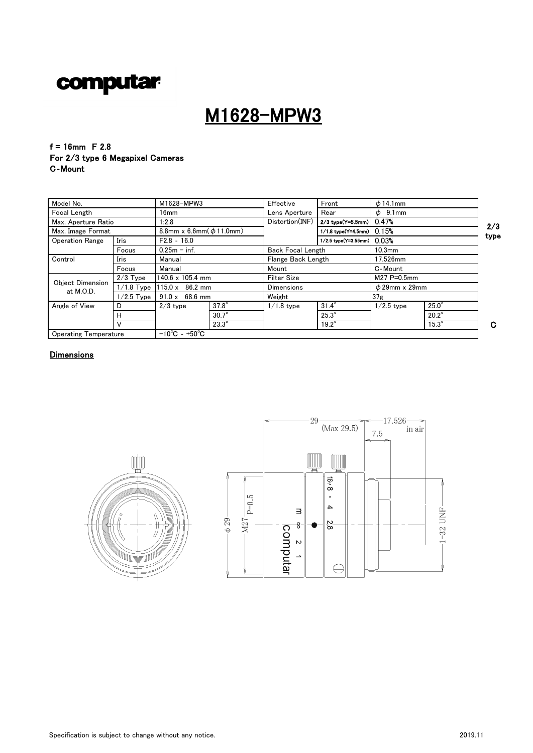# computar

## M1628-MPW3

**f = 16mm F 2.8**
**For 2/3 type 6 Megapixel Cameras**
**C-Mount**

| Model No. | | M1628-MPW3 | | Effective | Front | ϕ14.1mm | |
|---|---|---|---|---|---|---|---|
| Focal Length | | 16mm | | Lens Aperture | Rear | ϕ 9.1mm | |
| Max. Aperture Ratio | | 1:2.8 | | Distortion(INF) | 2/3 type(Y=5.5mm) | 0.47% | |
| Max. Image Format | | 8.8mm x 6.6mm(ϕ11.0mm) | | | 1/1.8 type(Y=4.5mm) | 0.15% | |
| Operation Range | Iris | F2.8 - 16.0 | | | 1/2.5 type(Y=3.55mm) | 0.03% | |
| | Focus | 0.25m – inf. | | Back Focal Length | | 10.3mm | |
| Control | Iris | Manual | | Flange Back Length | | 17.526mm | |
| | Focus | Manual | | Mount | | C-Mount | |
| Object Dimension at M.O.D. | 2/3 Type | 140.6 x 105.4 mm | | Filter Size | | M27 P=0.5mm | |
| | 1/1.8 Type | 115.0 x 86.2 mm | | Dimensions | | ϕ29mm x 29mm | |
| | 1/2.5 Type | 91.0 x 68.6 mm | | Weight | | 37g | |
| Angle of View | D | 2/3 type | 37.8° | 1/1.8 type | 31.4° | 1/2.5 type | 25.0° |
| | H | | 30.7° | | 25.3° | | 20.2° |
| | V | | 23.3° | | 19.2° | | 15.3° |
| Operating Temperature | | -10℃ - +50℃ | | | | | |

### Dimensions

29 (Max 29.5)   17.526 in air   7.5

ϕ29   M27 P=0.5   1-32 UNF

Specification is subject to change without any notice.   2019.11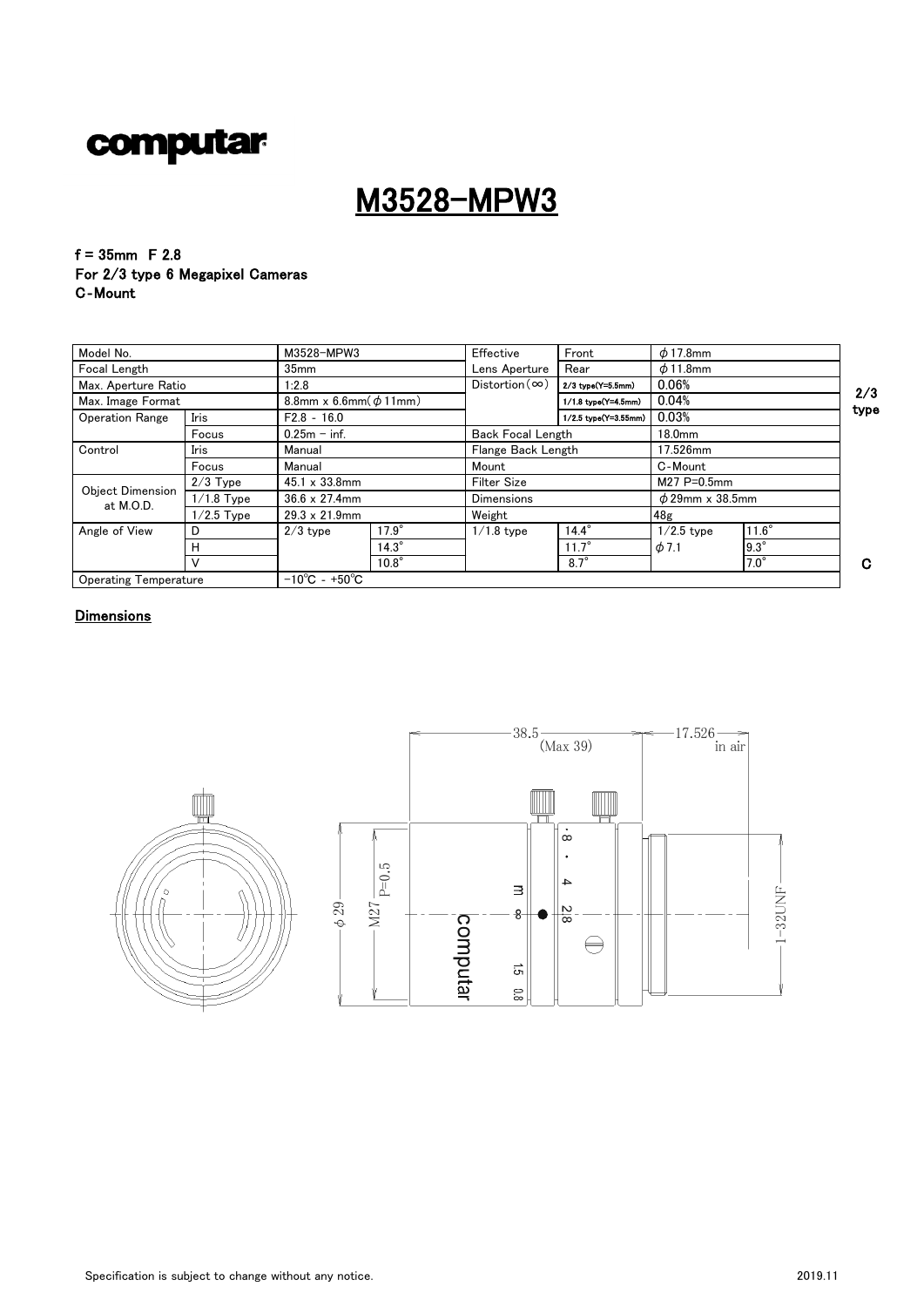# computar

## M3528-MPW3

**f = 35mm F 2.8**
**For 2/3 type 6 Megapixel Cameras**
**C-Mount**

| Model No. | | M3528-MPW3 | | Effective | Front | φ17.8mm | |
|---|---|---|---|---|---|---|---|
| Focal Length | | 35mm | | Lens Aperture | Rear | φ11.8mm | |
| Max. Aperture Ratio | | 1:2.8 | | Distortion(∞) | 2/3 type(Y=5.5mm) | 0.06% | |
| Max. Image Format | | 8.8mm x 6.6mm(φ11mm) | | | 1/1.8 type(Y=4.5mm) | 0.04% | |
| Operation Range | Iris | F2.8 - 16.0 | | | 1/2.5 type(Y=3.55mm) | 0.03% | |
| | Focus | 0.25m – inf. | | Back Focal Length | | 18.0mm | |
| Control | Iris | Manual | | Flange Back Length | | 17.526mm | |
| | Focus | Manual | | Mount | | C-Mount | |
| Object Dimension at M.O.D. | 2/3 Type | 45.1 x 33.8mm | | Filter Size | | M27 P=0.5mm | |
| | 1/1.8 Type | 36.6 x 27.4mm | | Dimensions | | φ29mm x 38.5mm | |
| | 1/2.5 Type | 29.3 x 21.9mm | | Weight | | 48g | |
| Angle of View | D | 2/3 type | 17.9° | 1/1.8 type | 14.4° | 1/2.5 type | 11.6° |
| | H | | 14.3° | | 11.7° | φ7.1 | 9.3° |
| | V | | 10.8° | | 8.7° | | 7.0° |
| Operating Temperature | | −10℃ - +50℃ | | | | | |

2/3 type

C

### Dimensions

38.5 (Max 39)

17.526 in air

φ29

M27 P=0.5

1-32UNF

Specification is subject to change without any notice.

2019.11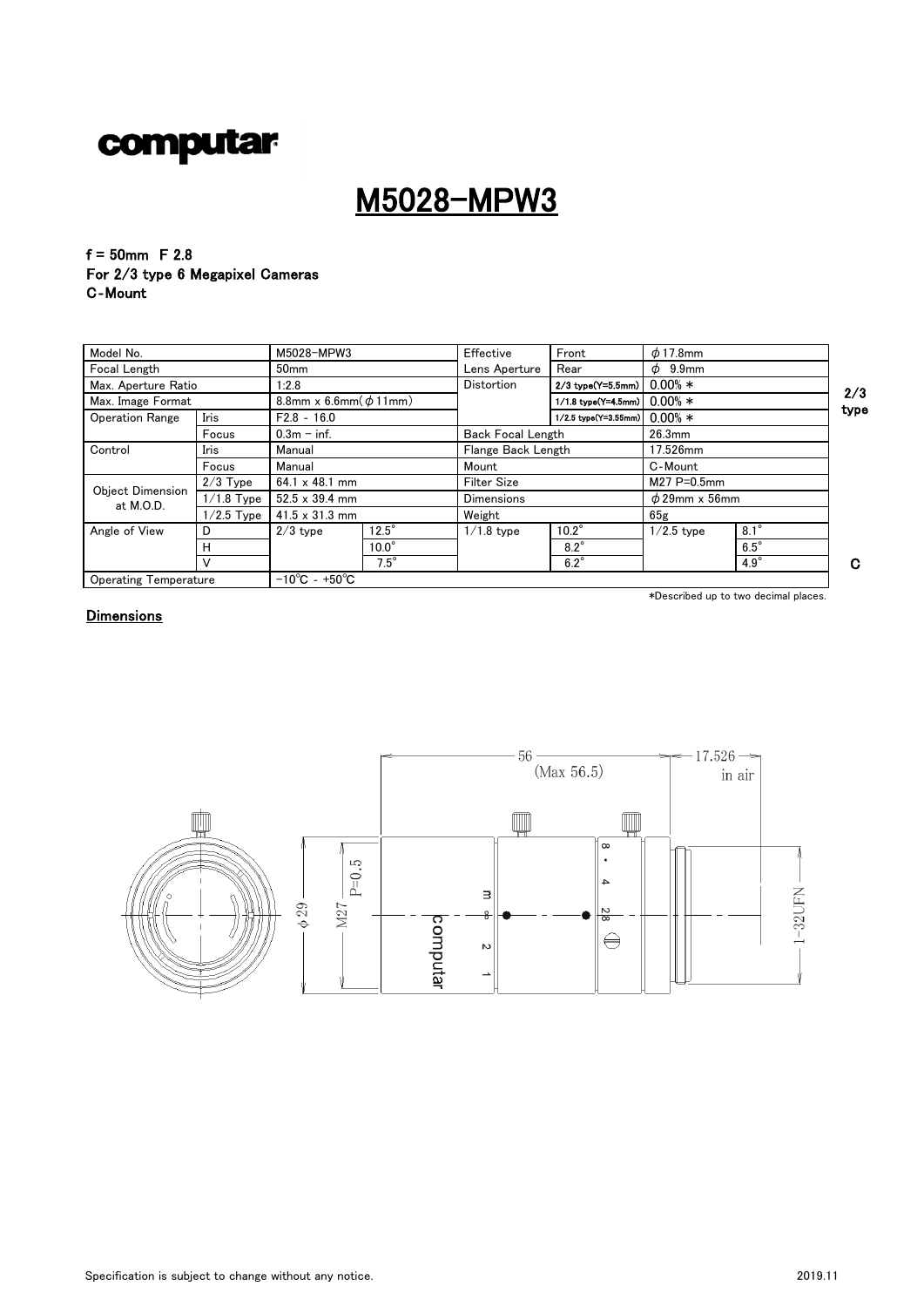# computar

## M5028-MPW3

**f = 50mm F 2.8**
**For 2/3 type 6 Megapixel Cameras**
**C-Mount**

| Model No. | | M5028-MPW3 | | Effective Lens Aperture | Front | $\phi$17.8mm | |
|---|---|---|---|---|---|---|---|
| Focal Length | | 50mm | | | Rear | $\phi$ 9.9mm | |
| Max. Aperture Ratio | | 1:2.8 | | Distortion | 2/3 type(Y=5.5mm) | 0.00% * | |
| Max. Image Format | | 8.8mm x 6.6mm($\phi$11mm) | | | 1/1.8 type(Y=4.5mm) | 0.00% * | |
| Operation Range | Iris | F2.8 - 16.0 | | | 1/2.5 type(Y=3.55mm) | 0.00% * | |
| | Focus | 0.3m - inf. | | Back Focal Length | | 26.3mm | |
| Control | Iris | Manual | | Flange Back Length | | 17.526mm | |
| | Focus | Manual | | Mount | | C-Mount | |
| Object Dimension at M.O.D. | 2/3 Type | 64.1 x 48.1 mm | | Filter Size | | M27 P=0.5mm | |
| | 1/1.8 Type | 52.5 x 39.4 mm | | Dimensions | | $\phi$29mm x 56mm | |
| | 1/2.5 Type | 41.5 x 31.3 mm | | Weight | | 65g | |
| Angle of View | D | 2/3 type | 12.5° | 1/1.8 type | 10.2° | 1/2.5 type | 8.1° |
| | H | | 10.0° | | 8.2° | | 6.5° |
| | V | | 7.5° | | 6.2° | | 4.9° |
| Operating Temperature | | -10℃ - +50℃ | | | | | |

*Described up to two decimal places.

### Dimensions

56 (Max 56.5)
17.526 in air
$\phi$29
M27 P=0.5
1-32UFN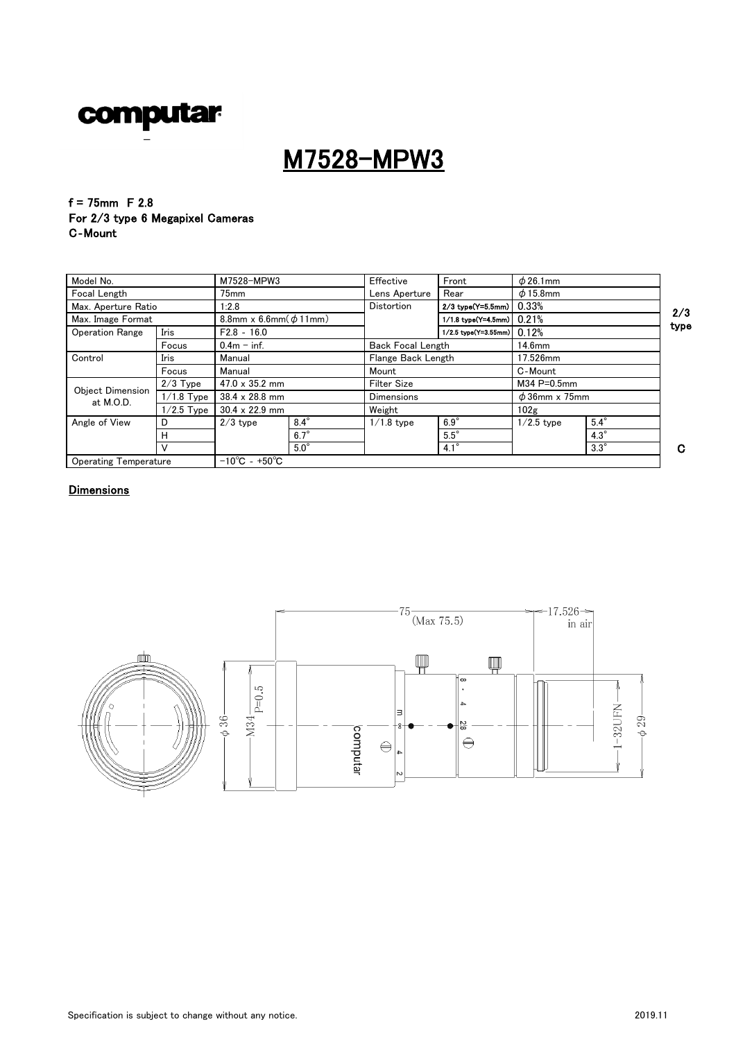computar

# M7528-MPW3

**f = 75mm F 2.8**
**For 2/3 type 6 Megapixel Cameras**
**C-Mount**

| | | | | | | | |
|---|---|---|---|---|---|---|---|
| Model No. | | M7528-MPW3 | | Effective Lens Aperture | Front | φ26.1mm | |
| Focal Length | | 75mm | | | Rear | φ15.8mm | |
| Max. Aperture Ratio | | 1:2.8 | | Distortion | 2/3 type(Y=5.5mm) | 0.33% | |
| Max. Image Format | | 8.8mm x 6.6mm(φ11mm) | | | 1/1.8 type(Y=4.5mm) | 0.21% | |
| Operation Range | Iris | F2.8 - 16.0 | | | 1/2.5 type(Y=3.55mm) | 0.12% | |
| | Focus | 0.4m – inf. | | Back Focal Length | | 14.6mm | |
| Control | Iris | Manual | | Flange Back Length | | 17.526mm | |
| | Focus | Manual | | Mount | | C-Mount | |
| Object Dimension at M.O.D. | 2/3 Type | 47.0 x 35.2 mm | | Filter Size | | M34 P=0.5mm | |
| | 1/1.8 Type | 38.4 x 28.8 mm | | Dimensions | | φ36mm x 75mm | |
| | 1/2.5 Type | 30.4 x 22.9 mm | | Weight | | 102g | |
| Angle of View | D | 2/3 type | 8.4° | 1/1.8 type | 6.9° | 1/2.5 type | 5.4° |
| | H | | 6.7° | | 5.5° | | 4.3° |
| | V | | 5.0° | | 4.1° | | 3.3° |
| Operating Temperature | | -10℃ - +50℃ | | | | | |

## Dimensions

75 (Max 75.5)
17.526 in air
φ36
M34 P=0.5
1-32UFN
φ29

Specification is subject to change without any notice.

2019.11